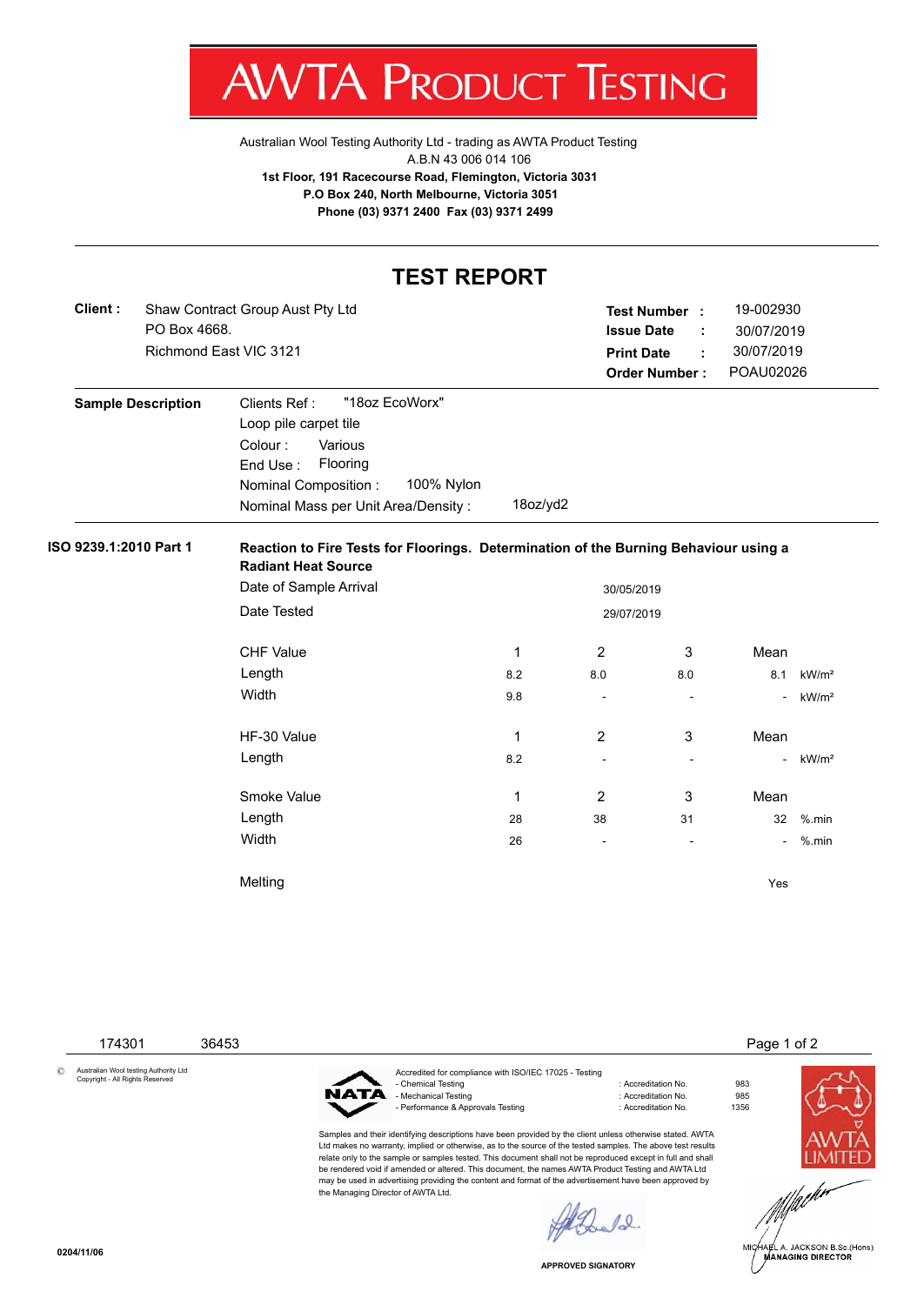# AWTA PRODUCT TESTING

Australian Wool Testing Authority Ltd - trading as AWTA Product Testing
A.B.N 43 006 014 106
**1st Floor, 191 Racecourse Road, Flemington, Victoria 3031**
**P.O Box 240, North Melbourne, Victoria 3051**
**Phone (03) 9371 2400 Fax (03) 9371 2499**

## TEST REPORT

**Client :** Shaw Contract Group Aust Pty Ltd
PO Box 4668.
Richmond East VIC 3121

**Test Number :** 19-002930
**Issue Date :** 30/07/2019
**Print Date :** 30/07/2019
**Order Number :** POAU02026

**Sample Description**

Clients Ref : "18oz EcoWorx"
Loop pile carpet tile
Colour : Various
End Use : Flooring
Nominal Composition : 100% Nylon
Nominal Mass per Unit Area/Density : 18oz/yd2

**ISO 9239.1:2010 Part 1**

**Reaction to Fire Tests for Floorings. Determination of the Burning Behaviour using a Radiant Heat Source**

Date of Sample Arrival: 30/05/2019
Date Tested: 29/07/2019

| CHF Value | 1 | 2 | 3 | Mean | |
|---|---|---|---|---|---|
| Length | 8.2 | 8.0 | 8.0 | 8.1 | kW/m² |
| Width | 9.8 | - | - | - | kW/m² |

| HF-30 Value | 1 | 2 | 3 | Mean | |
|---|---|---|---|---|---|
| Length | 8.2 | - | - | - | kW/m² |

| Smoke Value | 1 | 2 | 3 | Mean | |
|---|---|---|---|---|---|
| Length | 28 | 38 | 31 | 32 | %.min |
| Width | 26 | - | - | - | %.min |

Melting: Yes

174301 36453

© Australian Wool testing Authority Ltd
Copyright - All Rights Reserved

Accredited for compliance with ISO/IEC 17025 - Testing

| | | |
|---|---|---|
| - Chemical Testing | : Accreditation No. | 983 |
| - Mechanical Testing | : Accreditation No. | 985 |
| - Performance & Approvals Testing | : Accreditation No. | 1356 |

Samples and their identifying descriptions have been provided by the client unless otherwise stated. AWTA Ltd makes no warranty, implied or otherwise, as to the source of the tested samples. The above test results relate only to the sample or samples tested. This document shall not be reproduced except in full and shall be rendered void if amended or altered. This document, the names AWTA Product Testing and AWTA Ltd may be used in advertising providing the content and format of the advertisement have been approved by the Managing Director of AWTA Ltd.

APPROVED SIGNATORY

MICHAEL A. JACKSON B.Sc.(Hons)
MANAGING DIRECTOR

0204/11/06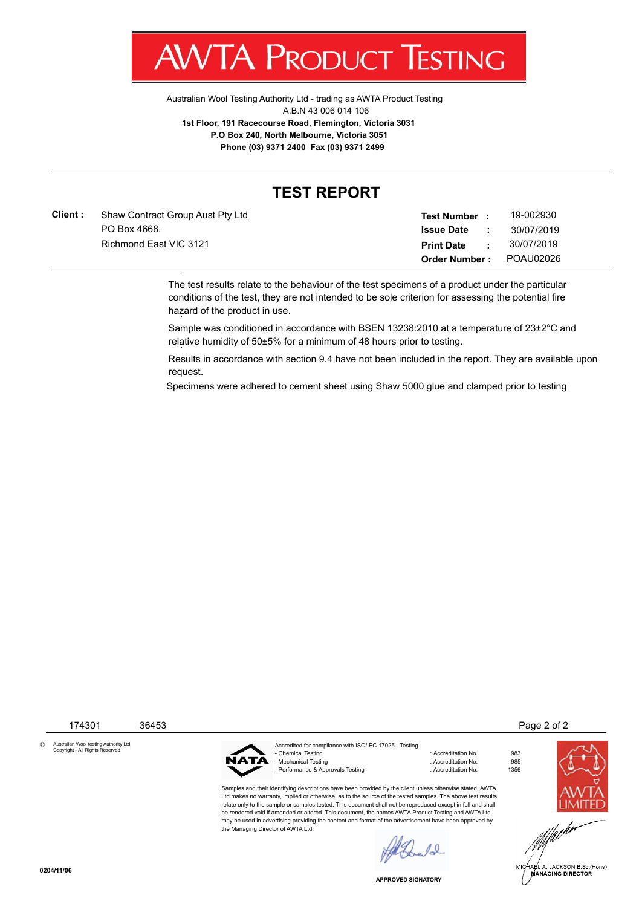# AWTA PRODUCT TESTING

Australian Wool Testing Authority Ltd - trading as AWTA Product Testing
A.B.N 43 006 014 106
**1st Floor, 191 Racecourse Road, Flemington, Victoria 3031**
**P.O Box 240, North Melbourne, Victoria 3051**
**Phone (03) 9371 2400 Fax (03) 9371 2499**

## TEST REPORT

| | | | |
|---|---|---|---|
| **Client :** | Shaw Contract Group Aust Pty Ltd | **Test Number :** | 19-002930 |
| | PO Box 4668. | **Issue Date :** | 30/07/2019 |
| | Richmond East VIC 3121 | **Print Date :** | 30/07/2019 |
| | | **Order Number :** | POAU02026 |

The test results relate to the behaviour of the test specimens of a product under the particular conditions of the test, they are not intended to be sole criterion for assessing the potential fire hazard of the product in use.

Sample was conditioned in accordance with BSEN 13238:2010 at a temperature of 23±2°C and relative humidity of 50±5% for a minimum of 48 hours prior to testing.

Results in accordance with section 9.4 have not been included in the report. They are available upon request.

Specimens were adhered to cement sheet using Shaw 5000 glue and clamped prior to testing

174301 36453

© Australian Wool testing Authority Ltd Copyright - All Rights Reserved

Accredited for compliance with ISO/IEC 17025 - Testing

| | | |
|---|---|---|
| - Chemical Testing | : Accreditation No. | 983 |
| - Mechanical Testing | : Accreditation No. | 985 |
| - Performance & Approvals Testing | : Accreditation No. | 1356 |

Samples and their identifying descriptions have been provided by the client unless otherwise stated. AWTA Ltd makes no warranty, implied or otherwise, as to the source of the tested samples. The above test results relate only to the sample or samples tested. This document shall not be reproduced except in full and shall be rendered void if amended or altered. This document, the names AWTA Product Testing and AWTA Ltd may be used in advertising providing the content and format of the advertisement have been approved by the Managing Director of AWTA Ltd.

APPROVED SIGNATORY

MICHAEL A. JACKSON B.Sc.(Hons)
MANAGING DIRECTOR

0204/11/06